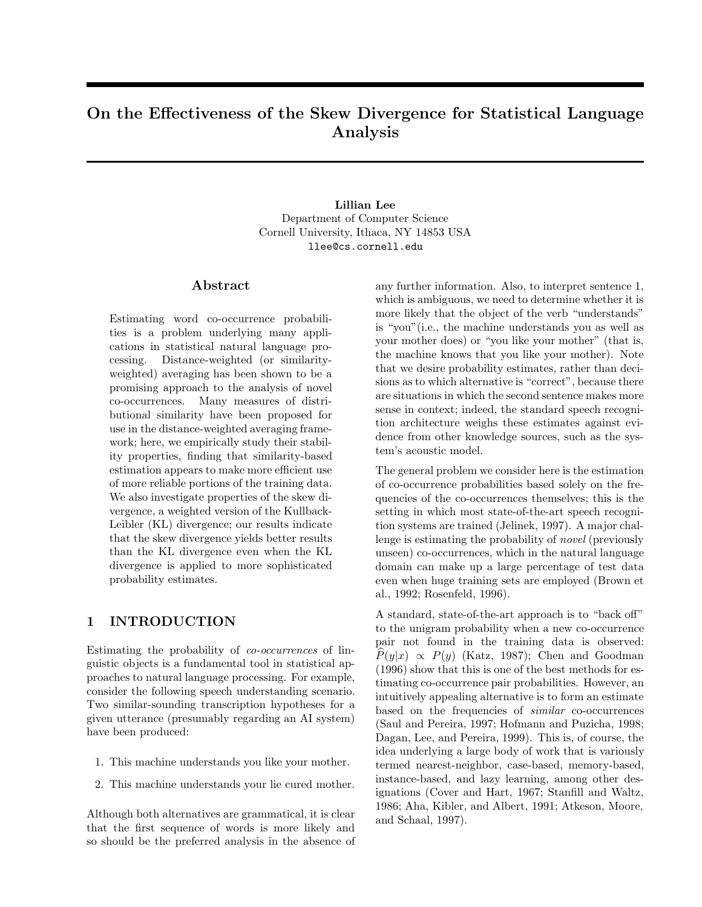# On the Effectiveness of the Skew Divergence for Statistical Language Analysis

**Lillian Lee**
Department of Computer Science
Cornell University, Ithaca, NY 14853 USA
llee@cs.cornell.edu

## Abstract

Estimating word co-occurrence probabilities is a problem underlying many applications in statistical natural language processing. Distance-weighted (or similarity-weighted) averaging has been shown to be a promising approach to the analysis of novel co-occurrences. Many measures of distributional similarity have been proposed for use in the distance-weighted averaging framework; here, we empirically study their stability properties, finding that similarity-based estimation appears to make more efficient use of more reliable portions of the training data. We also investigate properties of the skew divergence, a weighted version of the Kullback-Leibler (KL) divergence; our results indicate that the skew divergence yields better results than the KL divergence even when the KL divergence is applied to more sophisticated probability estimates.

## 1 INTRODUCTION

Estimating the probability of *co-occurrences* of linguistic objects is a fundamental tool in statistical approaches to natural language processing. For example, consider the following speech understanding scenario. Two similar-sounding transcription hypotheses for a given utterance (presumably regarding an AI system) have been produced:

1. This machine understands you like your mother.
2. This machine understands your lie cured mother.

Although both alternatives are grammatical, it is clear that the first sequence of words is more likely and so should be the preferred analysis in the absence of any further information. Also, to interpret sentence 1, which is ambiguous, we need to determine whether it is more likely that the object of the verb "understands" is "you"(i.e., the machine understands you as well as your mother does) or "you like your mother" (that is, the machine knows that you like your mother). Note that we desire probability estimates, rather than decisions as to which alternative is "correct", because there are situations in which the second sentence makes more sense in context; indeed, the standard speech recognition architecture weighs these estimates against evidence from other knowledge sources, such as the system's acoustic model.

The general problem we consider here is the estimation of co-occurrence probabilities based solely on the frequencies of the co-occurrences themselves; this is the setting in which most state-of-the-art speech recognition systems are trained (Jelinek, 1997). A major challenge is estimating the probability of *novel* (previously unseen) co-occurrences, which in the natural language domain can make up a large percentage of test data even when huge training sets are employed (Brown et al., 1992; Rosenfeld, 1996).

A standard, state-of-the-art approach is to "back off" to the unigram probability when a new co-occurrence pair not found in the training data is observed: $\widehat{P}(y|x) \propto P(y)$ (Katz, 1987); Chen and Goodman (1996) show that this is one of the best methods for estimating co-occurrence pair probabilities. However, an intuitively appealing alternative is to form an estimate based on the frequencies of *similar* co-occurrences (Saul and Pereira, 1997; Hofmann and Puzicha, 1998; Dagan, Lee, and Pereira, 1999). This is, of course, the idea underlying a large body of work that is variously termed nearest-neighbor, case-based, memory-based, instance-based, and lazy learning, among other designations (Cover and Hart, 1967; Stanfill and Waltz, 1986; Aha, Kibler, and Albert, 1991; Atkeson, Moore, and Schaal, 1997).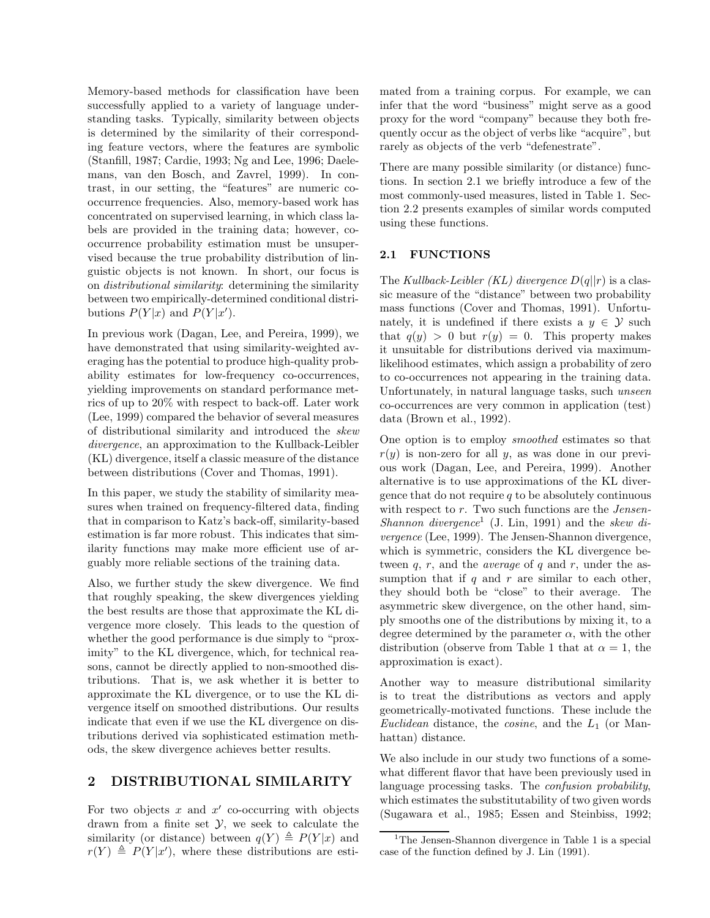Memory-based methods for classification have been successfully applied to a variety of language understanding tasks. Typically, similarity between objects is determined by the similarity of their corresponding feature vectors, where the features are symbolic (Stanfill, 1987; Cardie, 1993; Ng and Lee, 1996; Daelemans, van den Bosch, and Zavrel, 1999). In contrast, in our setting, the "features" are numeric co-occurrence frequencies. Also, memory-based work has concentrated on supervised learning, in which class labels are provided in the training data; however, co-occurrence probability estimation must be unsupervised because the true probability distribution of linguistic objects is not known. In short, our focus is on *distributional similarity*: determining the similarity between two empirically-determined conditional distributions $P(Y|x)$ and $P(Y|x')$.

In previous work (Dagan, Lee, and Pereira, 1999), we have demonstrated that using similarity-weighted averaging has the potential to produce high-quality probability estimates for low-frequency co-occurrences, yielding improvements on standard performance metrics of up to 20% with respect to back-off. Later work (Lee, 1999) compared the behavior of several measures of distributional similarity and introduced the *skew divergence*, an approximation to the Kullback-Leibler (KL) divergence, itself a classic measure of the distance between distributions (Cover and Thomas, 1991).

In this paper, we study the stability of similarity measures when trained on frequency-filtered data, finding that in comparison to Katz's back-off, similarity-based estimation is far more robust. This indicates that similarity functions may make more efficient use of arguably more reliable sections of the training data.

Also, we further study the skew divergence. We find that roughly speaking, the skew divergences yielding the best results are those that approximate the KL divergence more closely. This leads to the question of whether the good performance is due simply to "proximity" to the KL divergence, which, for technical reasons, cannot be directly applied to non-smoothed distributions. That is, we ask whether it is better to approximate the KL divergence, or to use the KL divergence itself on smoothed distributions. Our results indicate that even if we use the KL divergence on distributions derived via sophisticated estimation methods, the skew divergence achieves better results.

## 2 DISTRIBUTIONAL SIMILARITY

For two objects $x$ and $x'$ co-occurring with objects drawn from a finite set $\mathcal{Y}$, we seek to calculate the similarity (or distance) between $q(Y) \triangleq P(Y|x)$ and $r(Y) \triangleq P(Y|x')$, where these distributions are estimated from a training corpus. For example, we can infer that the word "business" might serve as a good proxy for the word "company" because they both frequently occur as the object of verbs like "acquire", but rarely as objects of the verb "defenestrate".

There are many possible similarity (or distance) functions. In section 2.1 we briefly introduce a few of the most commonly-used measures, listed in Table 1. Section 2.2 presents examples of similar words computed using these functions.

### 2.1 FUNCTIONS

The *Kullback-Leibler (KL) divergence* $D(q||r)$ is a classic measure of the "distance" between two probability mass functions (Cover and Thomas, 1991). Unfortunately, it is undefined if there exists a $y \in \mathcal{Y}$ such that $q(y) > 0$ but $r(y) = 0$. This property makes it unsuitable for distributions derived via maximum-likelihood estimates, which assign a probability of zero to co-occurrences not appearing in the training data. Unfortunately, in natural language tasks, such *unseen* co-occurrences are very common in application (test) data (Brown et al., 1992).

One option is to employ *smoothed* estimates so that $r(y)$ is non-zero for all $y$, as was done in our previous work (Dagan, Lee, and Pereira, 1999). Another alternative is to use approximations of the KL divergence that do not require $q$ to be absolutely continuous with respect to $r$. Two such functions are the *Jensen-Shannon divergence*[1] (J. Lin, 1991) and the *skew divergence* (Lee, 1999). The Jensen-Shannon divergence, which is symmetric, considers the KL divergence between $q$, $r$, and the *average* of $q$ and $r$, under the assumption that if $q$ and $r$ are similar to each other, they should both be "close" to their average. The asymmetric skew divergence, on the other hand, simply smooths one of the distributions by mixing it, to a degree determined by the parameter $\alpha$, with the other distribution (observe from Table 1 that at $\alpha = 1$, the approximation is exact).

Another way to measure distributional similarity is to treat the distributions as vectors and apply geometrically-motivated functions. These include the *Euclidean* distance, the *cosine*, and the $L_1$ (or Manhattan) distance.

We also include in our study two functions of a somewhat different flavor that have been previously used in language processing tasks. The *confusion probability*, which estimates the substitutability of two given words (Sugawara et al., 1985; Essen and Steinbiss, 1992;

[1] The Jensen-Shannon divergence in Table 1 is a special case of the function defined by J. Lin (1991).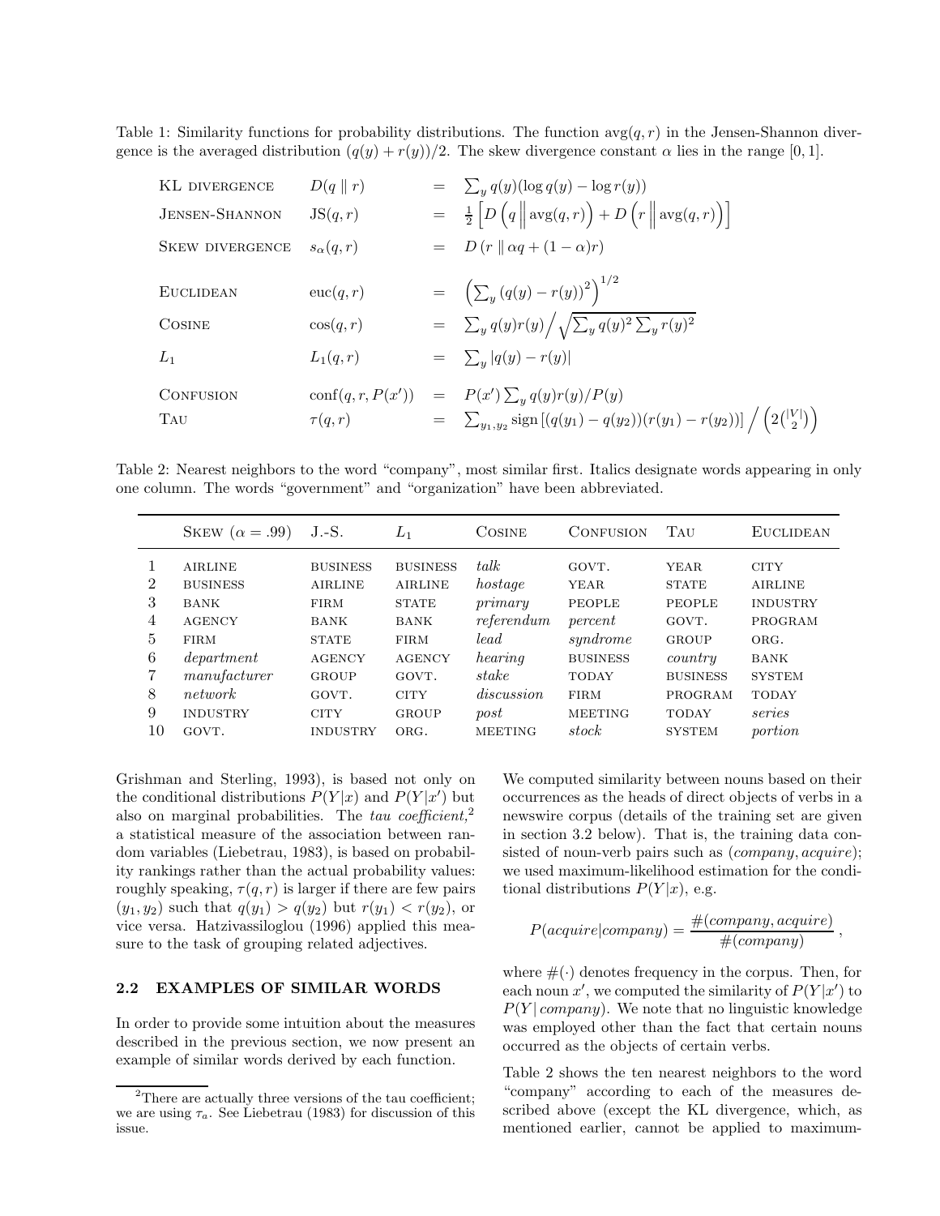Table 1: Similarity functions for probability distributions. The function $\text{avg}(q, r)$ in the Jensen-Shannon divergence is the averaged distribution $(q(y) + r(y))/2$. The skew divergence constant $\alpha$ lies in the range $[0, 1]$.

| | | |
|---|---|---|
| KL DIVERGENCE | $D(q \parallel r)$ | $= \sum_y q(y)(\log q(y) - \log r(y))$ |
| JENSEN-SHANNON | $\text{JS}(q, r)$ | $= \frac{1}{2}\left[D\left(q \,\middle\|\, \text{avg}(q,r)\right) + D\left(r \,\middle\|\, \text{avg}(q,r)\right)\right]$ |
| SKEW DIVERGENCE | $s_\alpha(q, r)$ | $= D\left(r \parallel \alpha q + (1-\alpha) r\right)$ |
| EUCLIDEAN | $\text{euc}(q, r)$ | $= \left(\sum_y (q(y) - r(y))^2\right)^{1/2}$ |
| COSINE | $\cos(q, r)$ | $= \sum_y q(y) r(y) \Big/ \sqrt{\sum_y q(y)^2 \sum_y r(y)^2}$ |
| $L_1$ | $L_1(q, r)$ | $= \sum_y \lvert q(y) - r(y) \rvert$ |
| CONFUSION | $\text{conf}(q, r, P(x'))$ | $= P(x') \sum_y q(y) r(y) / P(y)$ |
| TAU | $\tau(q, r)$ | $= \sum_{y_1, y_2} \text{sign}\left[(q(y_1) - q(y_2))(r(y_1) - r(y_2))\right] \Big/ \left(2\binom{\lvert V \rvert}{2}\right)$ |

Table 2: Nearest neighbors to the word "company", most similar first. Italics designate words appearing in only one column. The words "government" and "organization" have been abbreviated.

| | SKEW ($\alpha = .99$) | J.-S. | $L_1$ | COSINE | CONFUSION | TAU | EUCLIDEAN |
|---|---|---|---|---|---|---|---|
| 1 | AIRLINE | BUSINESS | BUSINESS | *talk* | GOVT. | YEAR | CITY |
| 2 | BUSINESS | AIRLINE | AIRLINE | *hostage* | YEAR | STATE | AIRLINE |
| 3 | BANK | FIRM | STATE | *primary* | PEOPLE | PEOPLE | INDUSTRY |
| 4 | AGENCY | BANK | BANK | *referendum* | *percent* | GOVT. | PROGRAM |
| 5 | FIRM | STATE | FIRM | *lead* | *syndrome* | GROUP | ORG. |
| 6 | *department* | AGENCY | AGENCY | *hearing* | BUSINESS | *country* | BANK |
| 7 | *manufacturer* | GROUP | GOVT. | *stake* | TODAY | BUSINESS | SYSTEM |
| 8 | *network* | GOVT. | CITY | *discussion* | FIRM | PROGRAM | TODAY |
| 9 | INDUSTRY | CITY | GROUP | *post* | MEETING | TODAY | *series* |
| 10 | GOVT. | INDUSTRY | ORG. | MEETING | *stock* | SYSTEM | *portion* |

Grishman and Sterling, 1993), is based not only on the conditional distributions $P(Y|x)$ and $P(Y|x')$ but also on marginal probabilities. The *tau coefficient,*[2] a statistical measure of the association between random variables (Liebetrau, 1983), is based on probability rankings rather than the actual probability values: roughly speaking, $\tau(q, r)$ is larger if there are few pairs $(y_1, y_2)$ such that $q(y_1) > q(y_2)$ but $r(y_1) < r(y_2)$, or vice versa. Hatzivassiloglou (1996) applied this measure to the task of grouping related adjectives.

## 2.2 EXAMPLES OF SIMILAR WORDS

In order to provide some intuition about the measures described in the previous section, we now present an example of similar words derived by each function.

We computed similarity between nouns based on their occurrences as the heads of direct objects of verbs in a newswire corpus (details of the training set are given in section 3.2 below). That is, the training data consisted of noun-verb pairs such as (*company, acquire*); we used maximum-likelihood estimation for the conditional distributions $P(Y|x)$, e.g.

$$P(acquire|company) = \frac{\#(company, acquire)}{\#(company)},$$

where $\#(\cdot)$ denotes frequency in the corpus. Then, for each noun $x'$, we computed the similarity of $P(Y|x')$ to $P(Y|\,company)$. We note that no linguistic knowledge was employed other than the fact that certain nouns occurred as the objects of certain verbs.

Table 2 shows the ten nearest neighbors to the word "company" according to each of the measures described above (except the KL divergence, which, as mentioned earlier, cannot be applied to maximum-

[2] There are actually three versions of the tau coefficient; we are using $\tau_a$. See Liebetrau (1983) for discussion of this issue.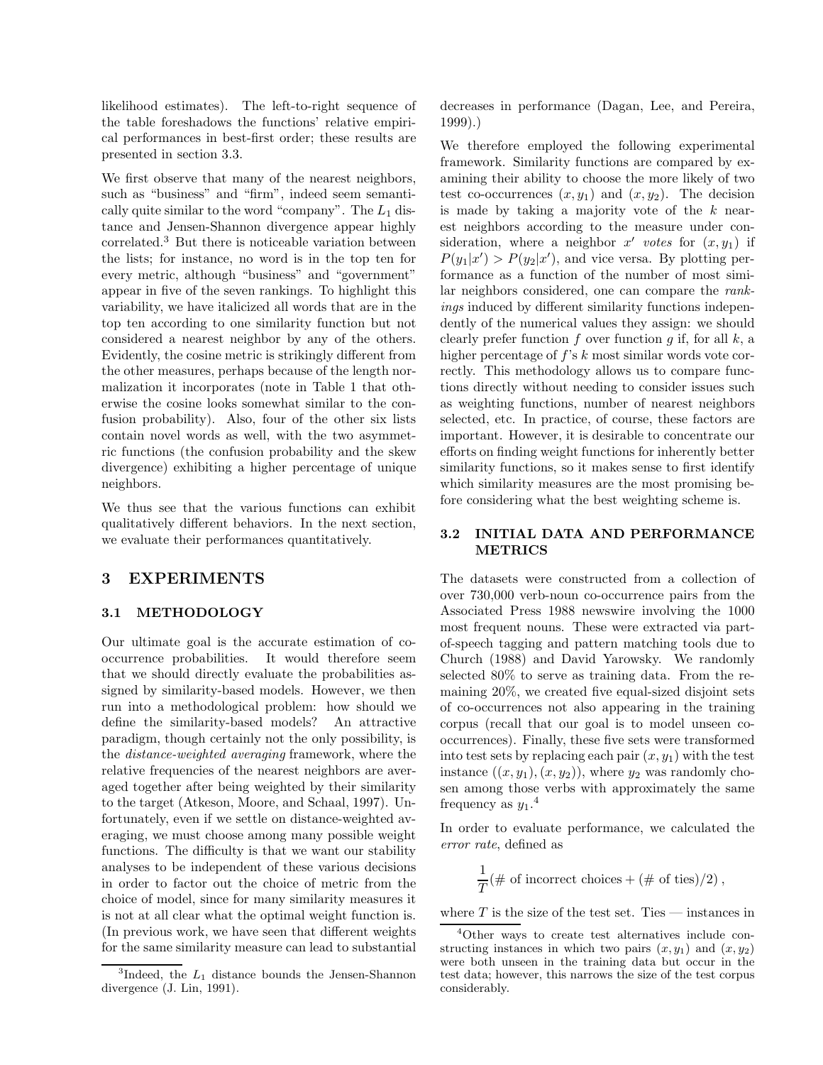likelihood estimates). The left-to-right sequence of the table foreshadows the functions' relative empirical performances in best-first order; these results are presented in section 3.3.

We first observe that many of the nearest neighbors, such as "business" and "firm", indeed seem semantically quite similar to the word "company". The $L_1$ distance and Jensen-Shannon divergence appear highly correlated.[3] But there is noticeable variation between the lists; for instance, no word is in the top ten for every metric, although "business" and "government" appear in five of the seven rankings. To highlight this variability, we have italicized all words that are in the top ten according to one similarity function but not considered a nearest neighbor by any of the others. Evidently, the cosine metric is strikingly different from the other measures, perhaps because of the length normalization it incorporates (note in Table 1 that otherwise the cosine looks somewhat similar to the confusion probability). Also, four of the other six lists contain novel words as well, with the two asymmetric functions (the confusion probability and the skew divergence) exhibiting a higher percentage of unique neighbors.

We thus see that the various functions can exhibit qualitatively different behaviors. In the next section, we evaluate their performances quantitatively.

## 3 EXPERIMENTS

### 3.1 METHODOLOGY

Our ultimate goal is the accurate estimation of co-occurrence probabilities. It would therefore seem that we should directly evaluate the probabilities assigned by similarity-based models. However, we then run into a methodological problem: how should we define the similarity-based models? An attractive paradigm, though certainly not the only possibility, is the *distance-weighted averaging* framework, where the relative frequencies of the nearest neighbors are averaged together after being weighted by their similarity to the target (Atkeson, Moore, and Schaal, 1997). Unfortunately, even if we settle on distance-weighted averaging, we must choose among many possible weight functions. The difficulty is that we want our stability analyses to be independent of these various decisions in order to factor out the choice of metric from the choice of model, since for many similarity measures it is not at all clear what the optimal weight function is. (In previous work, we have seen that different weights for the same similarity measure can lead to substantial decreases in performance (Dagan, Lee, and Pereira, 1999).)

We therefore employed the following experimental framework. Similarity functions are compared by examining their ability to choose the more likely of two test co-occurrences $(x, y_1)$ and $(x, y_2)$. The decision is made by taking a majority vote of the $k$ nearest neighbors according to the measure under consideration, where a neighbor $x'$ *votes* for $(x, y_1)$ if $P(y_1|x') > P(y_2|x')$, and vice versa. By plotting performance as a function of the number of most similar neighbors considered, one can compare the *rankings* induced by different similarity functions independently of the numerical values they assign: we should clearly prefer function $f$ over function $g$ if, for all $k$, a higher percentage of $f$'s $k$ most similar words vote correctly. This methodology allows us to compare functions directly without needing to consider issues such as weighting functions, number of nearest neighbors selected, etc. In practice, of course, these factors are important. However, it is desirable to concentrate our efforts on finding weight functions for inherently better similarity functions, so it makes sense to first identify which similarity measures are the most promising before considering what the best weighting scheme is.

### 3.2 INITIAL DATA AND PERFORMANCE METRICS

The datasets were constructed from a collection of over 730,000 verb-noun co-occurrence pairs from the Associated Press 1988 newswire involving the 1000 most frequent nouns. These were extracted via part-of-speech tagging and pattern matching tools due to Church (1988) and David Yarowsky. We randomly selected 80% to serve as training data. From the remaining 20%, we created five equal-sized disjoint sets of co-occurrences not also appearing in the training corpus (recall that our goal is to model unseen co-occurrences). Finally, these five sets were transformed into test sets by replacing each pair $(x, y_1)$ with the test instance $((x, y_1), (x, y_2))$, where $y_2$ was randomly chosen among those verbs with approximately the same frequency as $y_1$.[4]

In order to evaluate performance, we calculated the *error rate*, defined as

$$\frac{1}{T}(\text{\# of incorrect choices} + (\text{\# of ties})/2)\,,$$

where $T$ is the size of the test set. Ties — instances in

[3]Indeed, the $L_1$ distance bounds the Jensen-Shannon divergence (J. Lin, 1991).

[4]Other ways to create test alternatives include constructing instances in which two pairs $(x, y_1)$ and $(x, y_2)$ were both unseen in the training data but occur in the test data; however, this narrows the size of the test corpus considerably.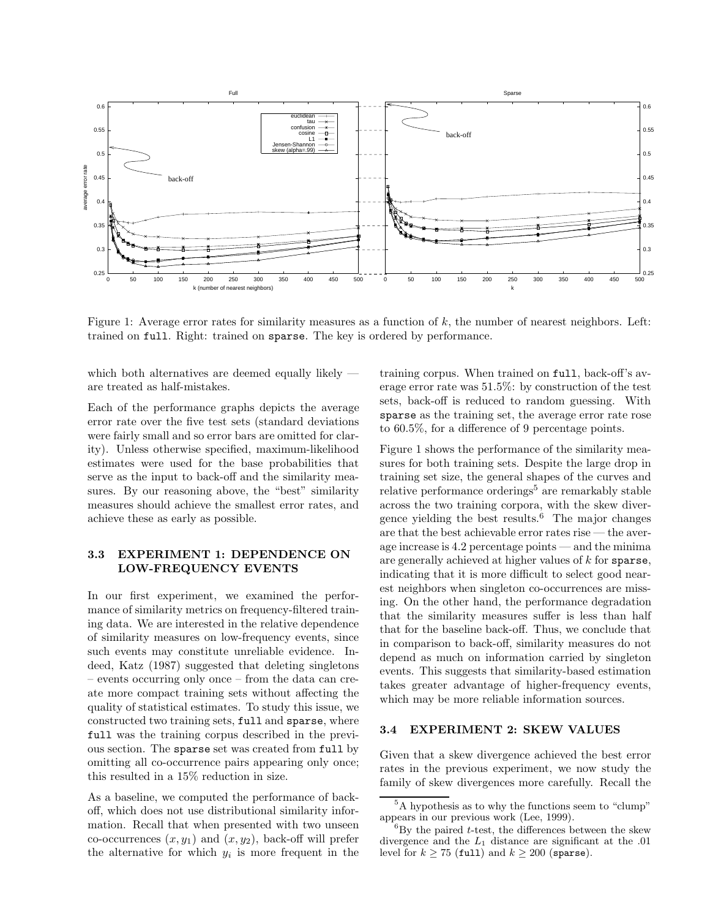Figure 1: Average error rates for similarity measures as a function of $k$, the number of nearest neighbors. Left: trained on `full`. Right: trained on `sparse`. The key is ordered by performance.

which both alternatives are deemed equally likely — are treated as half-mistakes.

Each of the performance graphs depicts the average error rate over the five test sets (standard deviations were fairly small and so error bars are omitted for clarity). Unless otherwise specified, maximum-likelihood estimates were used for the base probabilities that serve as the input to back-off and the similarity measures. By our reasoning above, the "best" similarity measures should achieve the smallest error rates, and achieve these as early as possible.

### 3.3 EXPERIMENT 1: DEPENDENCE ON LOW-FREQUENCY EVENTS

In our first experiment, we examined the performance of similarity metrics on frequency-filtered training data. We are interested in the relative dependence of similarity measures on low-frequency events, since such events may constitute unreliable evidence. Indeed, Katz (1987) suggested that deleting singletons – events occurring only once – from the data can create more compact training sets without affecting the quality of statistical estimates. To study this issue, we constructed two training sets, `full` and `sparse`, where `full` was the training corpus described in the previous section. The `sparse` set was created from `full` by omitting all co-occurrence pairs appearing only once; this resulted in a 15% reduction in size.

As a baseline, we computed the performance of back-off, which does not use distributional similarity information. Recall that when presented with two unseen co-occurrences $(x, y_1)$ and $(x, y_2)$, back-off will prefer the alternative for which $y_i$ is more frequent in the training corpus. When trained on `full`, back-off's average error rate was 51.5%: by construction of the test sets, back-off is reduced to random guessing. With `sparse` as the training set, the average error rate rose to 60.5%, for a difference of 9 percentage points.

Figure 1 shows the performance of the similarity measures for both training sets. Despite the large drop in training set size, the general shapes of the curves and relative performance orderings[5] are remarkably stable across the two training corpora, with the skew divergence yielding the best results.[6] The major changes are that the best achievable error rates rise — the average increase is 4.2 percentage points — and the minima are generally achieved at higher values of $k$ for `sparse`, indicating that it is more difficult to select good nearest neighbors when singleton co-occurrences are missing. On the other hand, the performance degradation that the similarity measures suffer is less than half that for the baseline back-off. Thus, we conclude that in comparison to back-off, similarity measures do not depend as much on information carried by singleton events. This suggests that similarity-based estimation takes greater advantage of higher-frequency events, which may be more reliable information sources.

### 3.4 EXPERIMENT 2: SKEW VALUES

Given that a skew divergence achieved the best error rates in the previous experiment, we now study the family of skew divergences more carefully. Recall the

[5]A hypothesis as to why the functions seem to "clump" appears in our previous work (Lee, 1999).

[6]By the paired $t$-test, the differences between the skew divergence and the $L_1$ distance are significant at the .01 level for $k \geq 75$ (`full`) and $k \geq 200$ (`sparse`).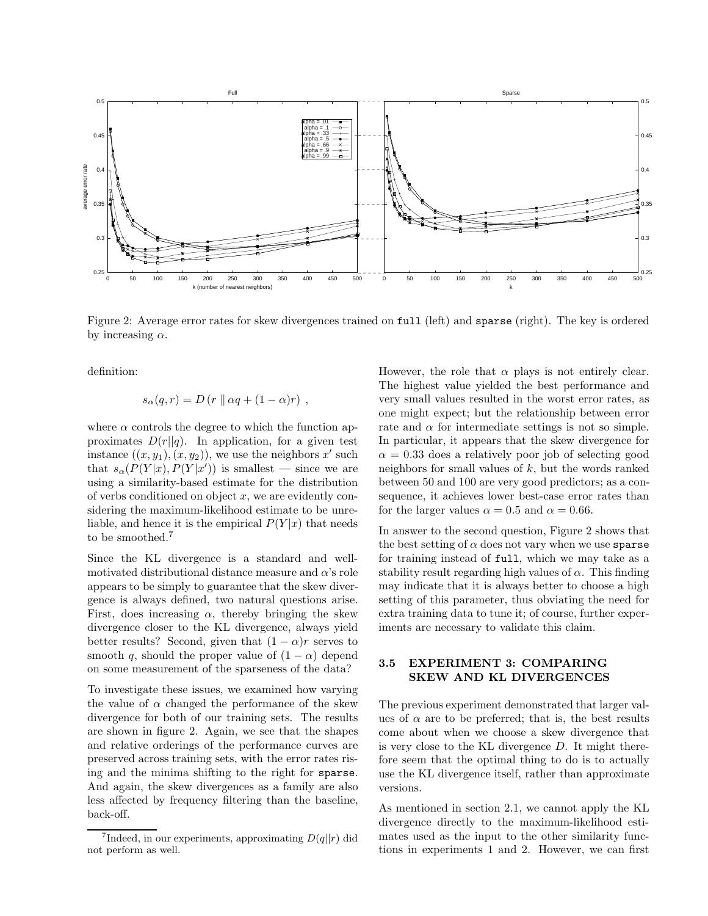Figure 2: Average error rates for skew divergences trained on `full` (left) and `sparse` (right). The key is ordered by increasing $\alpha$.

definition:

$$s_\alpha(q, r) = D\left(r \parallel \alpha q + (1-\alpha) r\right) ,$$

where $\alpha$ controls the degree to which the function approximates $D(r\|q)$. In application, for a given test instance $((x, y_1), (x, y_2))$, we use the neighbors $x'$ such that $s_\alpha(P(Y|x), P(Y|x'))$ is smallest — since we are using a similarity-based estimate for the distribution of verbs conditioned on object $x$, we are evidently considering the maximum-likelihood estimate to be unreliable, and hence it is the empirical $P(Y|x)$ that needs to be smoothed.[7]

Since the KL divergence is a standard and well-motivated distributional distance measure and $\alpha$'s role appears to be simply to guarantee that the skew divergence is always defined, two natural questions arise. First, does increasing $\alpha$, thereby bringing the skew divergence closer to the KL divergence, always yield better results? Second, given that $(1-\alpha)r$ serves to smooth $q$, should the proper value of $(1-\alpha)$ depend on some measurement of the sparseness of the data?

To investigate these issues, we examined how varying the value of $\alpha$ changed the performance of the skew divergence for both of our training sets. The results are shown in figure 2. Again, we see that the shapes and relative orderings of the performance curves are preserved across training sets, with the error rates rising and the minima shifting to the right for `sparse`. And again, the skew divergences as a family are also less affected by frequency filtering than the baseline, back-off.

However, the role that $\alpha$ plays is not entirely clear. The highest value yielded the best performance and very small values resulted in the worst error rates, as one might expect; but the relationship between error rate and $\alpha$ for intermediate settings is not so simple. In particular, it appears that the skew divergence for $\alpha = 0.33$ does a relatively poor job of selecting good neighbors for small values of $k$, but the words ranked between 50 and 100 are very good predictors; as a consequence, it achieves lower best-case error rates than for the larger values $\alpha = 0.5$ and $\alpha = 0.66$.

In answer to the second question, Figure 2 shows that the best setting of $\alpha$ does not vary when we use `sparse` for training instead of `full`, which we may take as a stability result regarding high values of $\alpha$. This finding may indicate that it is always better to choose a high setting of this parameter, thus obviating the need for extra training data to tune it; of course, further experiments are necessary to validate this claim.

### 3.5 EXPERIMENT 3: COMPARING SKEW AND KL DIVERGENCES

The previous experiment demonstrated that larger values of $\alpha$ are to be preferred; that is, the best results come about when we choose a skew divergence that is very close to the KL divergence $D$. It might therefore seem that the optimal thing to do is to actually use the KL divergence itself, rather than approximate versions.

As mentioned in section 2.1, we cannot apply the KL divergence directly to the maximum-likelihood estimates used as the input to the other similarity functions in experiments 1 and 2. However, we can first

[7] Indeed, in our experiments, approximating $D(q\|r)$ did not perform as well.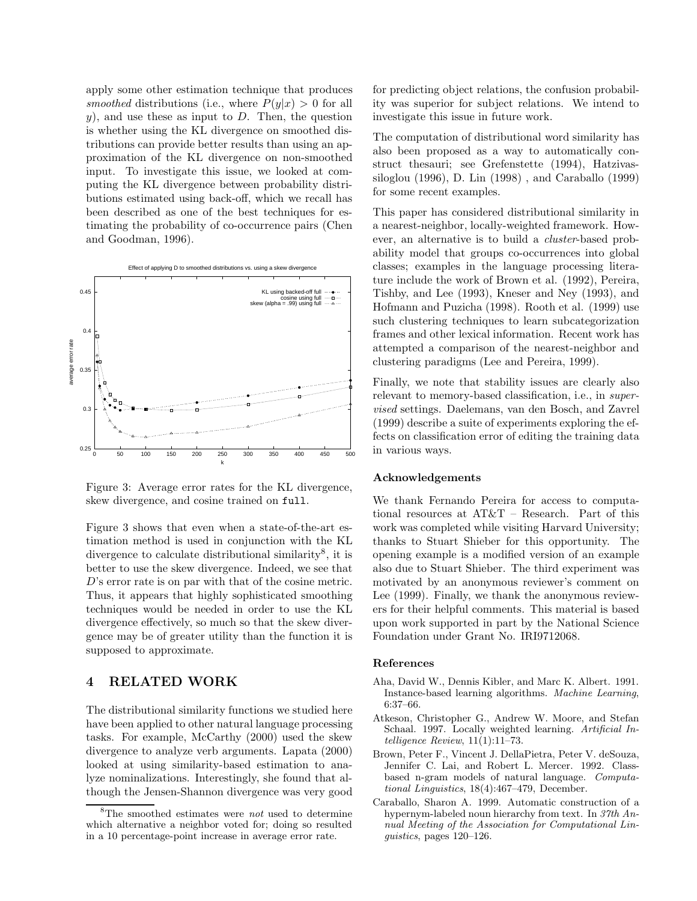apply some other estimation technique that produces *smoothed* distributions (i.e., where $P(y|x) > 0$ for all $y$), and use these as input to $D$. Then, the question is whether using the KL divergence on smoothed distributions can provide better results than using an approximation of the KL divergence on non-smoothed input. To investigate this issue, we looked at computing the KL divergence between probability distributions estimated using back-off, which we recall has been described as one of the best techniques for estimating the probability of co-occurrence pairs (Chen and Goodman, 1996).

Figure 3: Average error rates for the KL divergence, skew divergence, and cosine trained on `full`.

Figure 3 shows that even when a state-of-the-art estimation method is used in conjunction with the KL divergence to calculate distributional similarity[8], it is better to use the skew divergence. Indeed, we see that $D$'s error rate is on par with that of the cosine metric. Thus, it appears that highly sophisticated smoothing techniques would be needed in order to use the KL divergence effectively, so much so that the skew divergence may be of greater utility than the function it is supposed to approximate.

## 4 RELATED WORK

The distributional similarity functions we studied here have been applied to other natural language processing tasks. For example, McCarthy (2000) used the skew divergence to analyze verb arguments. Lapata (2000) looked at using similarity-based estimation to analyze nominalizations. Interestingly, she found that although the Jensen-Shannon divergence was very good for predicting object relations, the confusion probability was superior for subject relations. We intend to investigate this issue in future work.

The computation of distributional word similarity has also been proposed as a way to automatically construct thesauri; see Grefenstette (1994), Hatzivassiloglou (1996), D. Lin (1998) , and Caraballo (1999) for some recent examples.

This paper has considered distributional similarity in a nearest-neighbor, locally-weighted framework. However, an alternative is to build a *cluster*-based probability model that groups co-occurrences into global classes; examples in the language processing literature include the work of Brown et al. (1992), Pereira, Tishby, and Lee (1993), Kneser and Ney (1993), and Hofmann and Puzicha (1998). Rooth et al. (1999) use such clustering techniques to learn subcategorization frames and other lexical information. Recent work has attempted a comparison of the nearest-neighbor and clustering paradigms (Lee and Pereira, 1999).

Finally, we note that stability issues are clearly also relevant to memory-based classification, i.e., in *supervised* settings. Daelemans, van den Bosch, and Zavrel (1999) describe a suite of experiments exploring the effects on classification error of editing the training data in various ways.

### Acknowledgements

We thank Fernando Pereira for access to computational resources at AT&T – Research. Part of this work was completed while visiting Harvard University; thanks to Stuart Shieber for this opportunity. The opening example is a modified version of an example also due to Stuart Shieber. The third experiment was motivated by an anonymous reviewer's comment on Lee (1999). Finally, we thank the anonymous reviewers for their helpful comments. This material is based upon work supported in part by the National Science Foundation under Grant No. IRI9712068.

### References

Aha, David W., Dennis Kibler, and Marc K. Albert. 1991. Instance-based learning algorithms. *Machine Learning*, 6:37–66.

Atkeson, Christopher G., Andrew W. Moore, and Stefan Schaal. 1997. Locally weighted learning. *Artificial Intelligence Review*, 11(1):11–73.

Brown, Peter F., Vincent J. DellaPietra, Peter V. deSouza, Jennifer C. Lai, and Robert L. Mercer. 1992. Class-based n-gram models of natural language. *Computational Linguistics*, 18(4):467–479, December.

Caraballo, Sharon A. 1999. Automatic construction of a hypernym-labeled noun hierarchy from text. In *37th Annual Meeting of the Association for Computational Linguistics*, pages 120–126.

[8] The smoothed estimates were *not* used to determine which alternative a neighbor voted for; doing so resulted in a 10 percentage-point increase in average error rate.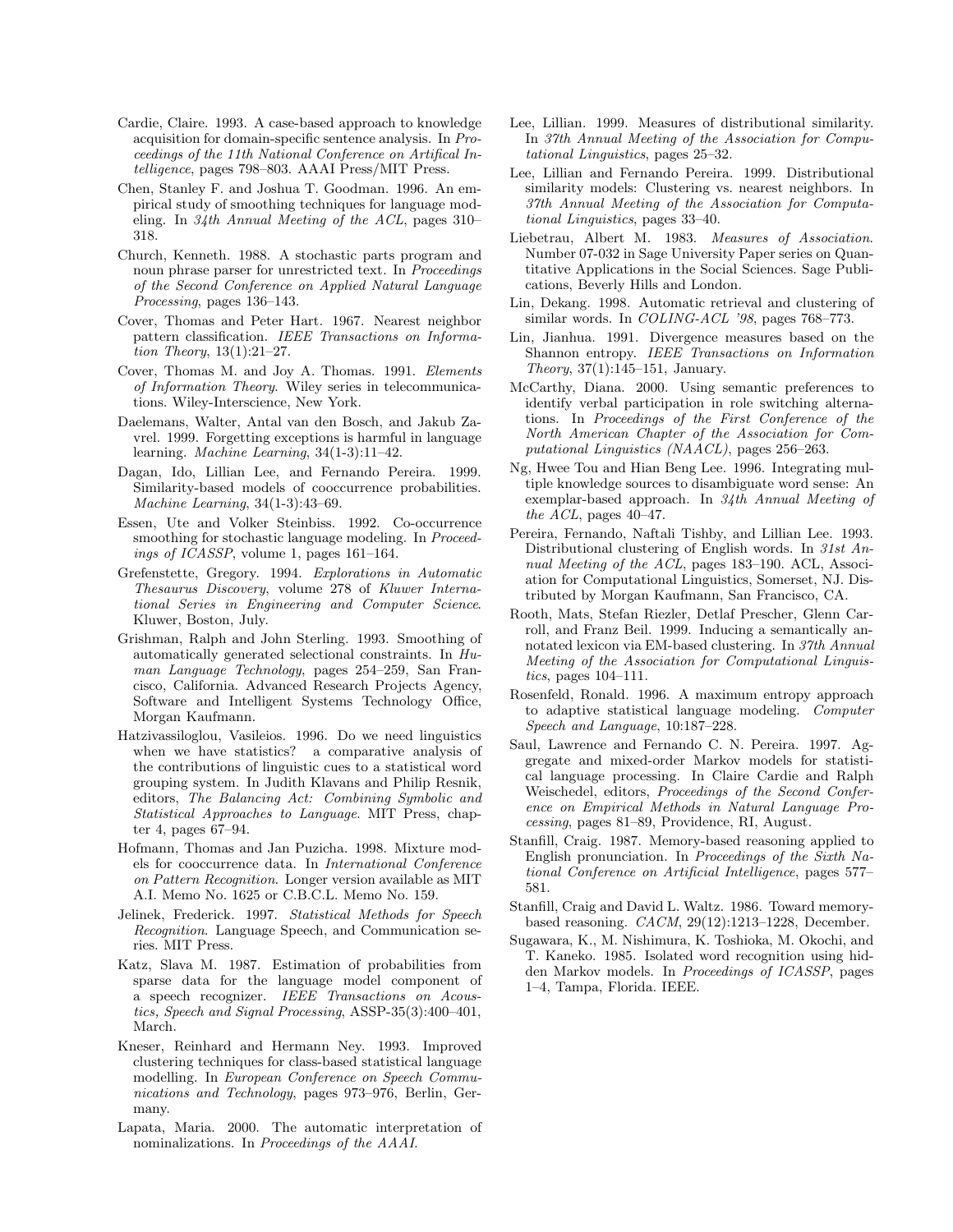Cardie, Claire. 1993. A case-based approach to knowledge acquisition for domain-specific sentence analysis. In *Proceedings of the 11th National Conference on Artifical Intelligence*, pages 798–803. AAAI Press/MIT Press.

Chen, Stanley F. and Joshua T. Goodman. 1996. An empirical study of smoothing techniques for language modeling. In *34th Annual Meeting of the ACL*, pages 310–318.

Church, Kenneth. 1988. A stochastic parts program and noun phrase parser for unrestricted text. In *Proceedings of the Second Conference on Applied Natural Language Processing*, pages 136–143.

Cover, Thomas and Peter Hart. 1967. Nearest neighbor pattern classification. *IEEE Transactions on Information Theory*, 13(1):21–27.

Cover, Thomas M. and Joy A. Thomas. 1991. *Elements of Information Theory*. Wiley series in telecommunications. Wiley-Interscience, New York.

Daelemans, Walter, Antal van den Bosch, and Jakub Zavrel. 1999. Forgetting exceptions is harmful in language learning. *Machine Learning*, 34(1-3):11–42.

Dagan, Ido, Lillian Lee, and Fernando Pereira. 1999. Similarity-based models of cooccurrence probabilities. *Machine Learning*, 34(1-3):43–69.

Essen, Ute and Volker Steinbiss. 1992. Co-occurrence smoothing for stochastic language modeling. In *Proceedings of ICASSP*, volume 1, pages 161–164.

Grefenstette, Gregory. 1994. *Explorations in Automatic Thesaurus Discovery*, volume 278 of *Kluwer International Series in Engineering and Computer Science*. Kluwer, Boston, July.

Grishman, Ralph and John Sterling. 1993. Smoothing of automatically generated selectional constraints. In *Human Language Technology*, pages 254–259, San Francisco, California. Advanced Research Projects Agency, Software and Intelligent Systems Technology Office, Morgan Kaufmann.

Hatzivassiloglou, Vasileios. 1996. Do we need linguistics when we have statistics? a comparative analysis of the contributions of linguistic cues to a statistical word grouping system. In Judith Klavans and Philip Resnik, editors, *The Balancing Act: Combining Symbolic and Statistical Approaches to Language*. MIT Press, chapter 4, pages 67–94.

Hofmann, Thomas and Jan Puzicha. 1998. Mixture models for cooccurrence data. In *International Conference on Pattern Recognition*. Longer version available as MIT A.I. Memo No. 1625 or C.B.C.L. Memo No. 159.

Jelinek, Frederick. 1997. *Statistical Methods for Speech Recognition*. Language Speech, and Communication series. MIT Press.

Katz, Slava M. 1987. Estimation of probabilities from sparse data for the language model component of a speech recognizer. *IEEE Transactions on Acoustics, Speech and Signal Processing*, ASSP-35(3):400–401, March.

Kneser, Reinhard and Hermann Ney. 1993. Improved clustering techniques for class-based statistical language modelling. In *European Conference on Speech Communications and Technology*, pages 973–976, Berlin, Germany.

Lapata, Maria. 2000. The automatic interpretation of nominalizations. In *Proceedings of the AAAI*.

Lee, Lillian. 1999. Measures of distributional similarity. In *37th Annual Meeting of the Association for Computational Linguistics*, pages 25–32.

Lee, Lillian and Fernando Pereira. 1999. Distributional similarity models: Clustering vs. nearest neighbors. In *37th Annual Meeting of the Association for Computational Linguistics*, pages 33–40.

Liebetrau, Albert M. 1983. *Measures of Association*. Number 07-032 in Sage University Paper series on Quantitative Applications in the Social Sciences. Sage Publications, Beverly Hills and London.

Lin, Dekang. 1998. Automatic retrieval and clustering of similar words. In *COLING-ACL '98*, pages 768–773.

Lin, Jianhua. 1991. Divergence measures based on the Shannon entropy. *IEEE Transactions on Information Theory*, 37(1):145–151, January.

McCarthy, Diana. 2000. Using semantic preferences to identify verbal participation in role switching alternations. In *Proceedings of the First Conference of the North American Chapter of the Association for Computational Linguistics (NAACL)*, pages 256–263.

Ng, Hwee Tou and Hian Beng Lee. 1996. Integrating multiple knowledge sources to disambiguate word sense: An exemplar-based approach. In *34th Annual Meeting of the ACL*, pages 40–47.

Pereira, Fernando, Naftali Tishby, and Lillian Lee. 1993. Distributional clustering of English words. In *31st Annual Meeting of the ACL*, pages 183–190. ACL, Association for Computational Linguistics, Somerset, NJ. Distributed by Morgan Kaufmann, San Francisco, CA.

Rooth, Mats, Stefan Riezler, Detlaf Prescher, Glenn Carroll, and Franz Beil. 1999. Inducing a semantically annotated lexicon via EM-based clustering. In *37th Annual Meeting of the Association for Computational Linguistics*, pages 104–111.

Rosenfeld, Ronald. 1996. A maximum entropy approach to adaptive statistical language modeling. *Computer Speech and Language*, 10:187–228.

Saul, Lawrence and Fernando C. N. Pereira. 1997. Aggregate and mixed-order Markov models for statistical language processing. In Claire Cardie and Ralph Weischedel, editors, *Proceedings of the Second Conference on Empirical Methods in Natural Language Processing*, pages 81–89, Providence, RI, August.

Stanfill, Craig. 1987. Memory-based reasoning applied to English pronunciation. In *Proceedings of the Sixth National Conference on Artificial Intelligence*, pages 577–581.

Stanfill, Craig and David L. Waltz. 1986. Toward memory-based reasoning. *CACM*, 29(12):1213–1228, December.

Sugawara, K., M. Nishimura, K. Toshioka, M. Okochi, and T. Kaneko. 1985. Isolated word recognition using hidden Markov models. In *Proceedings of ICASSP*, pages 1–4, Tampa, Florida. IEEE.